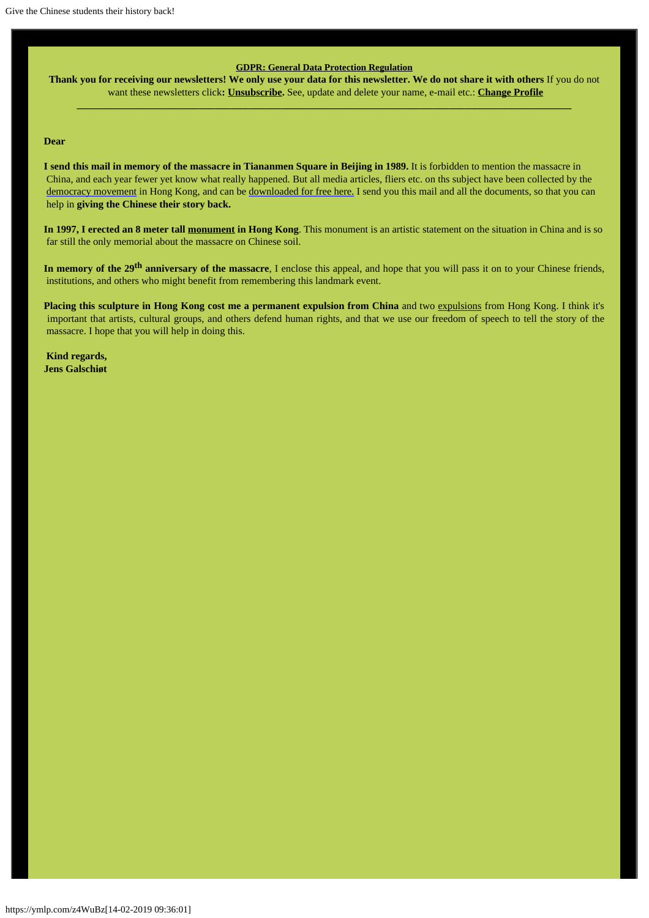**GDPR: General Data Protection Regulation**

**Thank you for receiving our newsletters! We only use your data for this newsletter. We do not share it with others** If you do not want these newsletters click**: Unsubscribe.** See, update and delete your name, e-mail etc.: **Change Profile**

---

**Dear**

**I send this mail in memory of the massacre in Tiananmen Square in Beijing in 1989.** It is forbidden to mention the massacre in China, and each year fewer yet know what really happened. But all media articles, fliers etc. on ths subject have been collected by the democracy movement in Hong Kong, and can be downloaded for free here. I send you this mail and all the documents, so that you can help in **giving the Chinese their story back.**

**In 1997, I erected an 8 meter tall monument in Hong Kong**. This monument is an artistic statement on the situation in China and is so far still the only memorial about the massacre on Chinese soil.

**In memory of the 29th anniversary of the massacre**, I enclose this appeal, and hope that you will pass it on to your Chinese friends, institutions, and others who might benefit from remembering this landmark event.

**Placing this sculpture in Hong Kong cost me a permanent expulsion from China** and two expulsions from Hong Kong. I think it's important that artists, cultural groups, and others defend human rights, and that we use our freedom of speech to tell the story of the massacre. I hope that you will help in doing this.

**Kind regards,**
**Jens Galschiøt**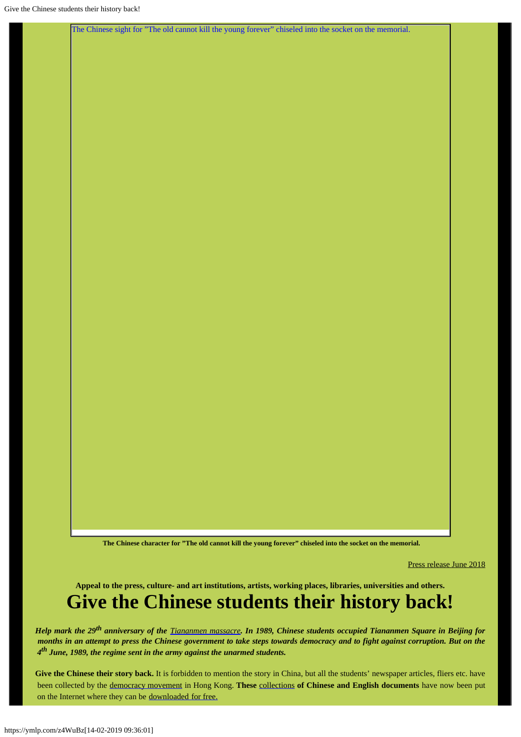The Chinese sight for "The old cannot kill the young forever" chiseled into the socket on the memorial.

**The Chinese character for "The old cannot kill the young forever" chiseled into the socket on the memorial.**

Press release June 2018

**Appeal to the press, culture- and art institutions, artists, working places, libraries, universities and others.**

# Give the Chinese students their history back!

***Help mark the 29th anniversary of the Tiananmen massacre. In 1989, Chinese students occupied Tiananmen Square in Beijing for months in an attempt to press the Chinese government to take steps towards democracy and to fight against corruption. But on the 4th June, 1989, the regime sent in the army against the unarmed students.***

**Give the Chinese their story back.** It is forbidden to mention the story in China, but all the students' newspaper articles, fliers etc. have been collected by the democracy movement in Hong Kong. **These** collections **of Chinese and English documents** have now been put on the Internet where they can be downloaded for free.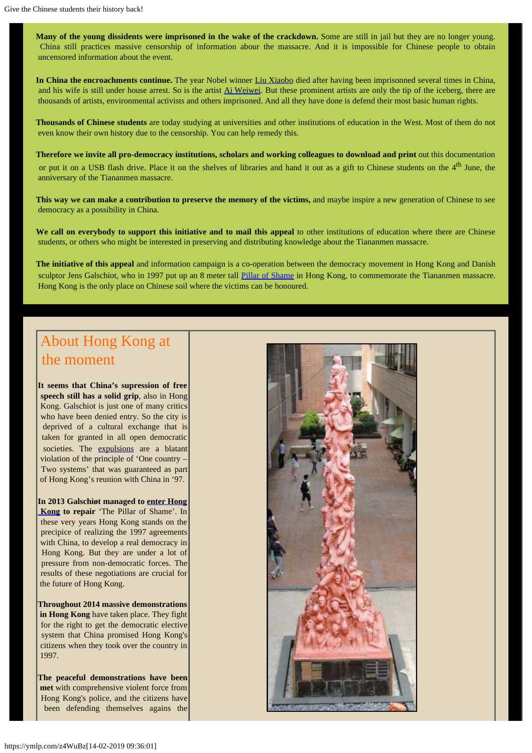**Many of the young dissidents were imprisoned in the wake of the crackdown.** Some are still in jail but they are no longer young. China still practices massive censorship of information abour the massacre. And it is impossible for Chinese people to obtain uncensored information about the event.

**In China the encroachments continue.** The year Nobel winner Liu Xiaobo died after having been imprisonned several times in China, and his wife is still under house arrest. So is the artist Ai Weiwei. But these prominent artists are only the tip of the iceberg, there are thousands of artists, environmental activists and others imprisoned. And all they have done is defend their most basic human rights.

**Thousands of Chinese students** are today studying at universities and other institutions of education in the West. Most of them do not even know their own history due to the censorship. You can help remedy this.

**Therefore we invite all pro-democracy institutions, scholars and working colleagues to download and print** out this documentation or put it on a USB flash drive. Place it on the shelves of libraries and hand it out as a gift to Chinese students on the 4th June, the anniversary of the Tiananmen massacre.

**This way we can make a contribution to preserve the memory of the victims,** and maybe inspire a new generation of Chinese to see democracy as a possibility in China.

**We call on everybody to support this initiative and to mail this appeal** to other institutions of education where there are Chinese students, or others who might be interested in preserving and distributing knowledge about the Tiananmen massacre.

**The initiative of this appeal** and information campaign is a co-operation between the democracy movement in Hong Kong and Danish sculptor Jens Galschiot, who in 1997 put up an 8 meter tall Pillar of Shame in Hong Kong, to commemorate the Tiananmen massacre. Hong Kong is the only place on Chinese soil where the victims can be honoured.

## About Hong Kong at the moment

**It seems that China's supression of free speech still has a solid grip**, also in Hong Kong. Galschiot is just one of many critics who have been denied entry. So the city is deprived of a cultural exchange that is taken for granted in all open democratic societies. The expulsions are a blatant violation of the principle of 'One country – Two systems' that was guaranteed as part of Hong Kong's reunion with China in '97.

**In 2013 Galschiøt managed to enter Hong Kong to repair** 'The Pillar of Shame'. In these very years Hong Kong stands on the precipice of realizing the 1997 agreements with China, to develop a real democracy in Hong Kong. But they are under a lot of pressure from non-democratic forces. The results of these negotiations are crucial for the future of Hong Kong.

**Throughout 2014 massive demonstrations in Hong Kong** have taken place. They fight for the right to get the democratic elective system that China promised Hong Kong's citizens when they took over the country in 1997.

**The peaceful demonstrations have been met** with comprehensive violent force from Hong Kong's police, and the citizens have been defending themselves agains the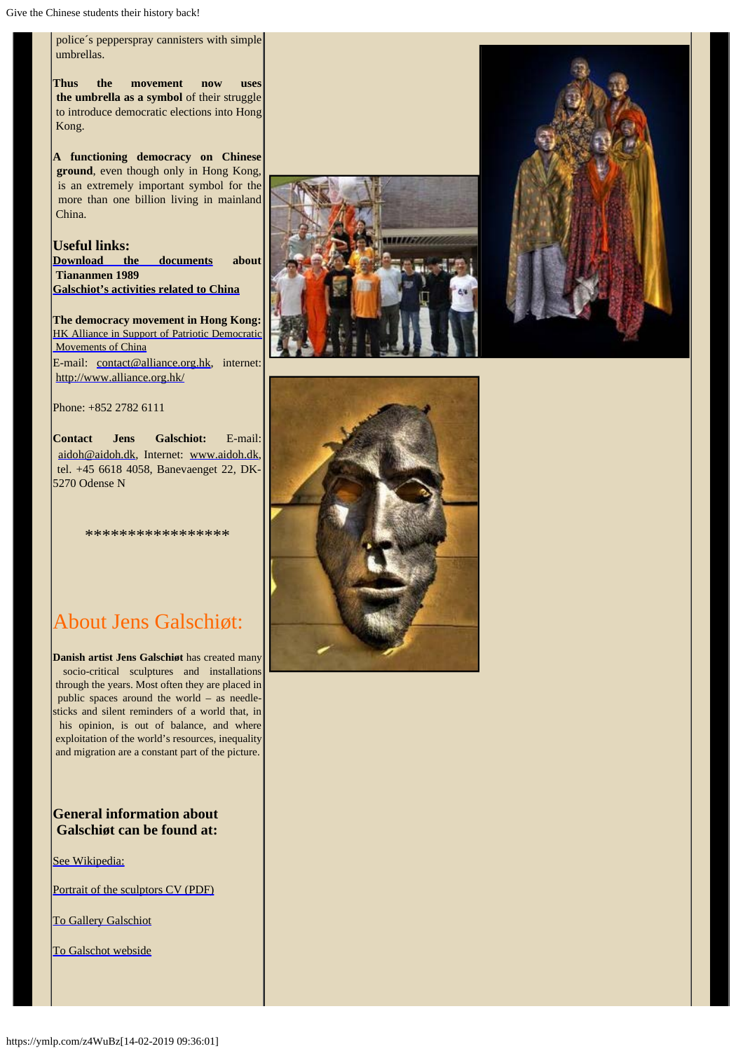police´s pepperspray cannisters with simple umbrellas.

**Thus the movement now uses the umbrella as a symbol** of their struggle to introduce democratic elections into Hong Kong.

**A functioning democracy on Chinese ground**, even though only in Hong Kong, is an extremely important symbol for the more than one billion living in mainland China.

## Useful links:

**Download the documents about Tiananmen 1989**

**Galschiot's activities related to China**

**The democracy movement in Hong Kong:**
HK Alliance in Support of Patriotic Democratic Movements of China

E-mail: contact@alliance.org.hk, internet: http://www.alliance.org.hk/

Phone: +852 2782 6111

**Contact Jens Galschiot:** E-mail: aidoh@aidoh.dk, Internet: www.aidoh.dk, tel. +45 6618 4058, Banevaenget 22, DK-5270 Odense N

\*\*\*\*\*\*\*\*\*\*\*\*\*\*\*\*\*

# About Jens Galschiøt:

**Danish artist Jens Galschiøt** has created many socio-critical sculptures and installations through the years. Most often they are placed in public spaces around the world – as needle-sticks and silent reminders of a world that, in his opinion, is out of balance, and where exploitation of the world's resources, inequality and migration are a constant part of the picture.

## General information about Galschiøt can be found at:

See Wikipedia:

Portrait of the sculptors CV (PDF)

To Gallery Galschiot

To Galschot webside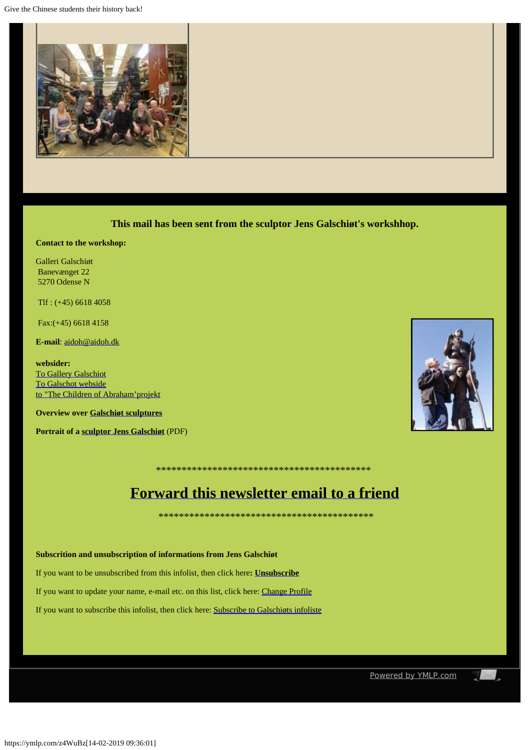**This mail has been sent from the sculptor Jens Galschiøt's workshhop.**

**Contact to the workshop:**

Galleri Galschiøt
Banevænget 22
5270 Odense N

Tlf : (+45) 6618 4058

Fax:(+45) 6618 4158

**E-mail**: aidoh@aidoh.dk

**websider:**
To Gallery Galschiot
To Galschot webside
to "The Children of Abraham'projekt

**Overview over Galschiøt sculptures**

**Portrait of a sculptor Jens Galschiøt** (PDF)

*******************************************

# Forward this newsletter email to a friend

*******************************************

**Subscrition and unsubscription of informations from Jens Galschiøt**

If you want to be unsubscribed from this infolist, then click here**: Unsubscribe**

If you want to update your name, e-mail etc. on this list, click here: Change Profile

If you want to subscribe this infolist, then click here: Subscribe to Galschiøts infoliste

Powered by YMLP.com